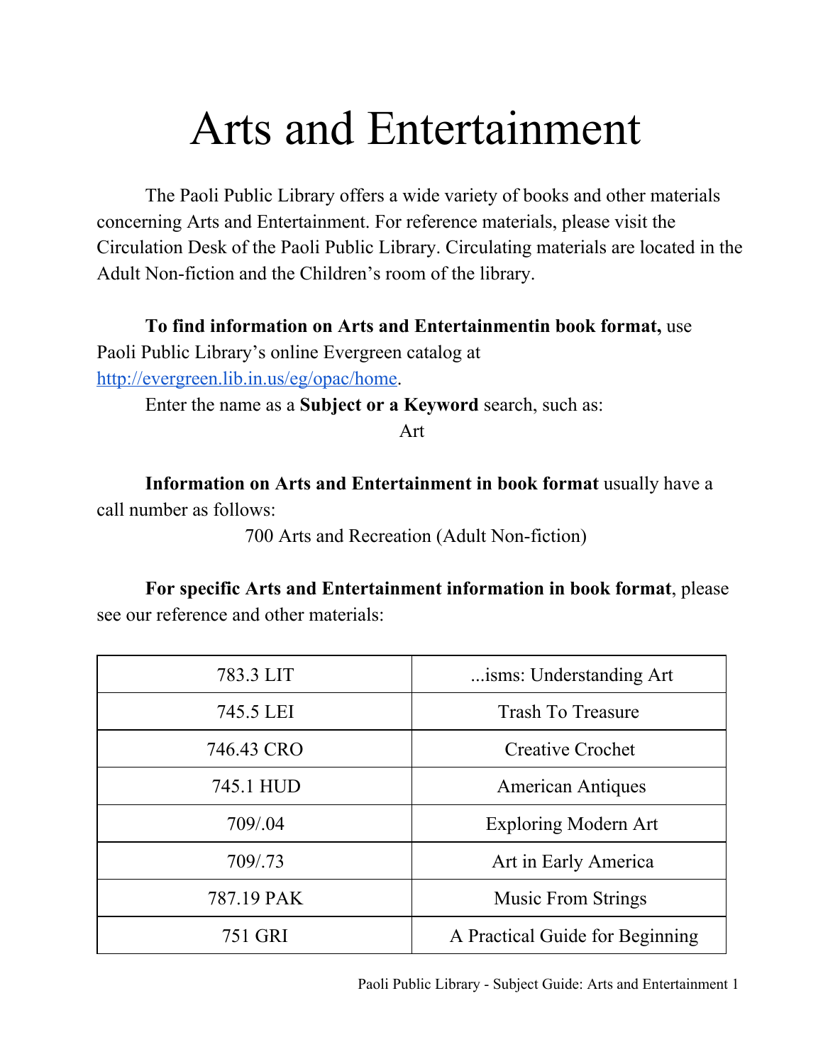# Arts and Entertainment

The Paoli Public Library offers a wide variety of books and other materials concerning Arts and Entertainment. For reference materials, please visit the Circulation Desk of the Paoli Public Library. Circulating materials are located in the Adult Non-fiction and the Children's room of the library.

**To find information on Arts and Entertainmentin book format,** use Paoli Public Library's online Evergreen catalog at http://evergreen.lib.in.us/eg/opac/home.

Enter the name as a **Subject or a Keyword** search, such as:

Art

**Information on Arts and Entertainment in book format** usually have a call number as follows:

700 Arts and Recreation (Adult Non-fiction)

**For specific Arts and Entertainment information in book format**, please see our reference and other materials:

| | |
|---|---|
| 783.3 LIT | ...isms: Understanding Art |
| 745.5 LEI | Trash To Treasure |
| 746.43 CRO | Creative Crochet |
| 745.1 HUD | American Antiques |
| 709/.04 | Exploring Modern Art |
| 709/.73 | Art in Early America |
| 787.19 PAK | Music From Strings |
| 751 GRI | A Practical Guide for Beginning |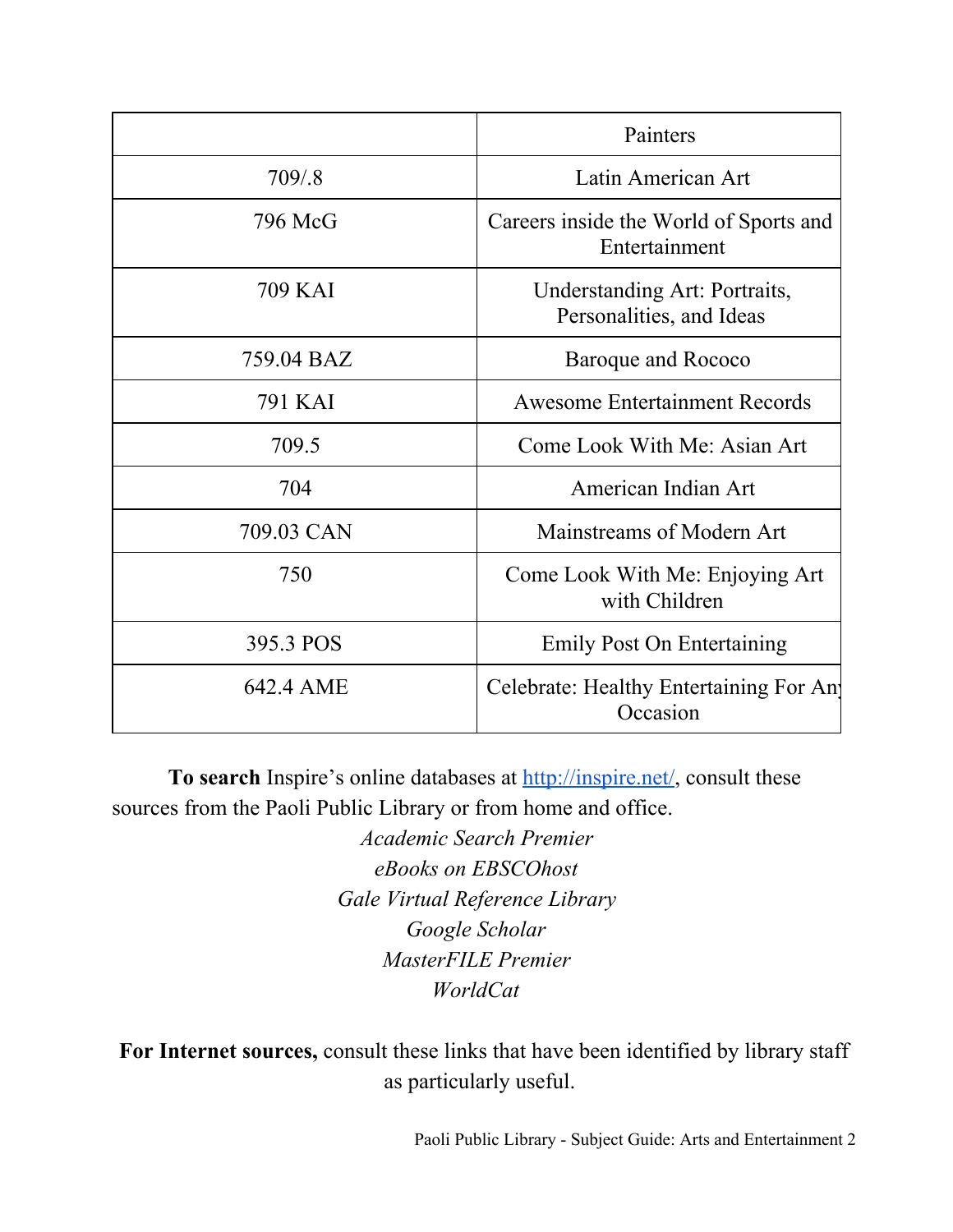| | Painters |
|---|---|
| 709/.8 | Latin American Art |
| 796 McG | Careers inside the World of Sports and Entertainment |
| 709 KAI | Understanding Art: Portraits, Personalities, and Ideas |
| 759.04 BAZ | Baroque and Rococo |
| 791 KAI | Awesome Entertainment Records |
| 709.5 | Come Look With Me: Asian Art |
| 704 | American Indian Art |
| 709.03 CAN | Mainstreams of Modern Art |
| 750 | Come Look With Me: Enjoying Art with Children |
| 395.3 POS | Emily Post On Entertaining |
| 642.4 AME | Celebrate: Healthy Entertaining For Any Occasion |

**To search** Inspire's online databases at [http://inspire.net/](http://inspire.net/), consult these sources from the Paoli Public Library or from home and office.

*Academic Search Premier*
*eBooks on EBSCOhost*
*Gale Virtual Reference Library*
*Google Scholar*
*MasterFILE Premier*
*WorldCat*

**For Internet sources,** consult these links that have been identified by library staff as particularly useful.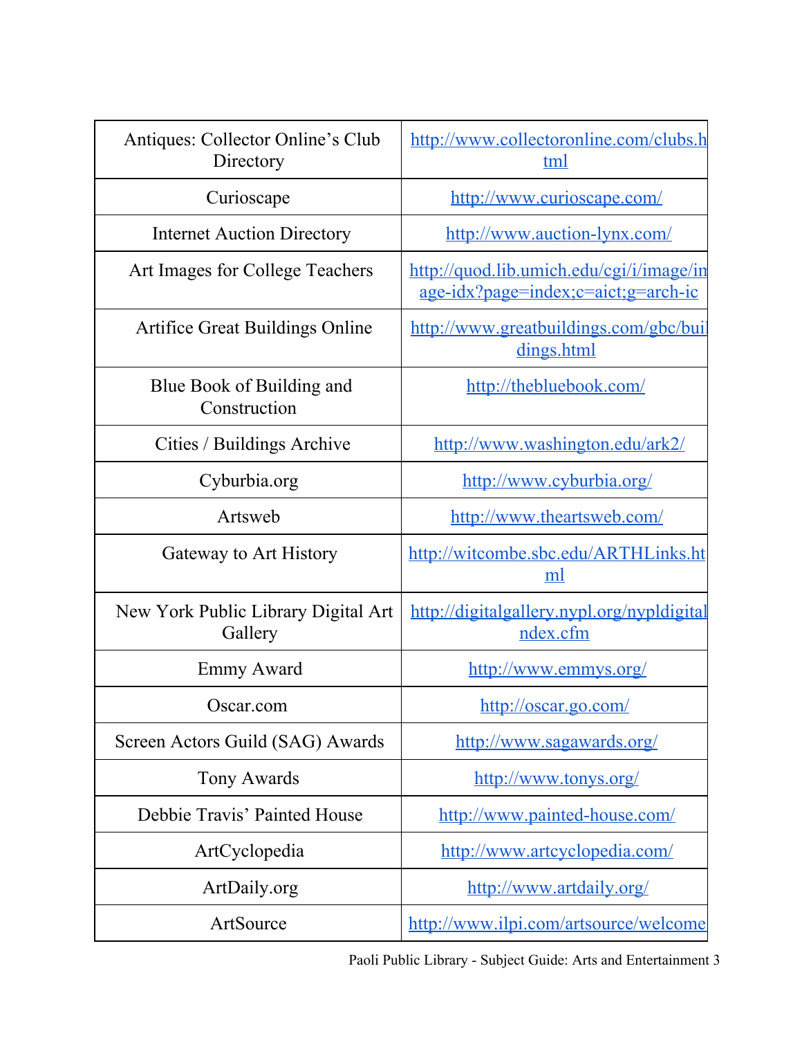| | |
|---|---|
| Antiques: Collector Online's Club Directory | http://www.collectoronline.com/clubs.html |
| Curioscape | http://www.curioscape.com/ |
| Internet Auction Directory | http://www.auction-lynx.com/ |
| Art Images for College Teachers | http://quod.lib.umich.edu/cgi/i/image/image-idx?page=index;c=aict;g=arch-ic |
| Artifice Great Buildings Online | http://www.greatbuildings.com/gbc/buildings.html |
| Blue Book of Building and Construction | http://thebluebook.com/ |
| Cities / Buildings Archive | http://www.washington.edu/ark2/ |
| Cyburbia.org | http://www.cyburbia.org/ |
| Artsweb | http://www.theartsweb.com/ |
| Gateway to Art History | http://witcombe.sbc.edu/ARTHLinks.html |
| New York Public Library Digital Art Gallery | http://digitalgallery.nypl.org/nypldigital ndex.cfm |
| Emmy Award | http://www.emmys.org/ |
| Oscar.com | http://oscar.go.com/ |
| Screen Actors Guild (SAG) Awards | http://www.sagawards.org/ |
| Tony Awards | http://www.tonys.org/ |
| Debbie Travis' Painted House | http://www.painted-house.com/ |
| ArtCyclopedia | http://www.artcyclopedia.com/ |
| ArtDaily.org | http://www.artdaily.org/ |
| ArtSource | http://www.ilpi.com/artsource/welcome |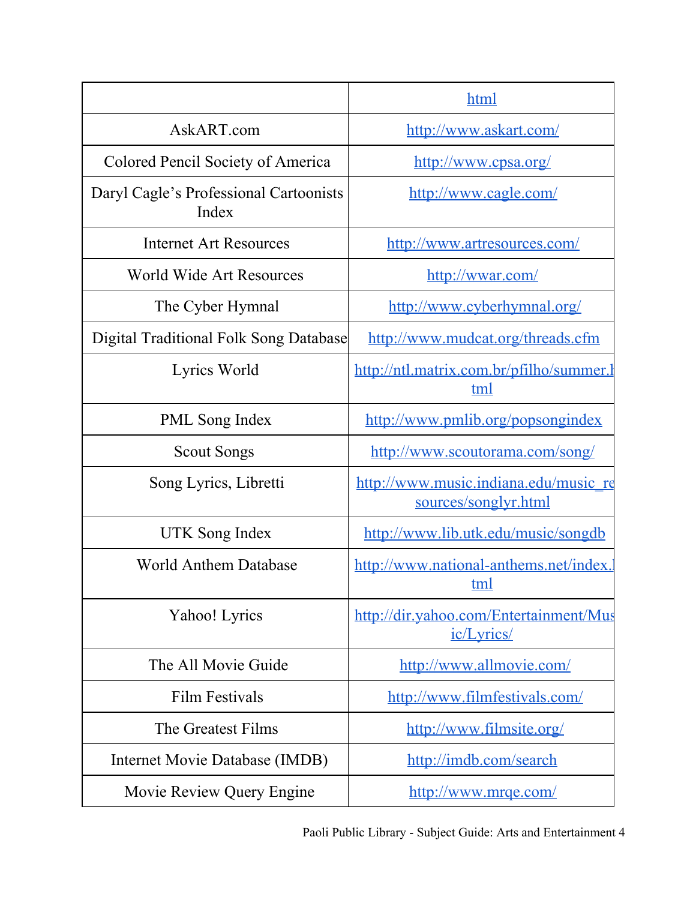| | |
|---|---|
| | html |
| AskART.com | http://www.askart.com/ |
| Colored Pencil Society of America | http://www.cpsa.org/ |
| Daryl Cagle's Professional Cartoonists Index | http://www.cagle.com/ |
| Internet Art Resources | http://www.artresources.com/ |
| World Wide Art Resources | http://wwar.com/ |
| The Cyber Hymnal | http://www.cyberhymnal.org/ |
| Digital Traditional Folk Song Database | http://www.mudcat.org/threads.cfm |
| Lyrics World | http://ntl.matrix.com.br/pfilho/summer.html |
| PML Song Index | http://www.pmlib.org/popsongindex |
| Scout Songs | http://www.scoutorama.com/song/ |
| Song Lyrics, Libretti | http://www.music.indiana.edu/music_resources/songlyr.html |
| UTK Song Index | http://www.lib.utk.edu/music/songdb |
| World Anthem Database | http://www.national-anthems.net/index.html |
| Yahoo! Lyrics | http://dir.yahoo.com/Entertainment/Music/Lyrics/ |
| The All Movie Guide | http://www.allmovie.com/ |
| Film Festivals | http://www.filmfestivals.com/ |
| The Greatest Films | http://www.filmsite.org/ |
| Internet Movie Database (IMDB) | http://imdb.com/search |
| Movie Review Query Engine | http://www.mrqe.com/ |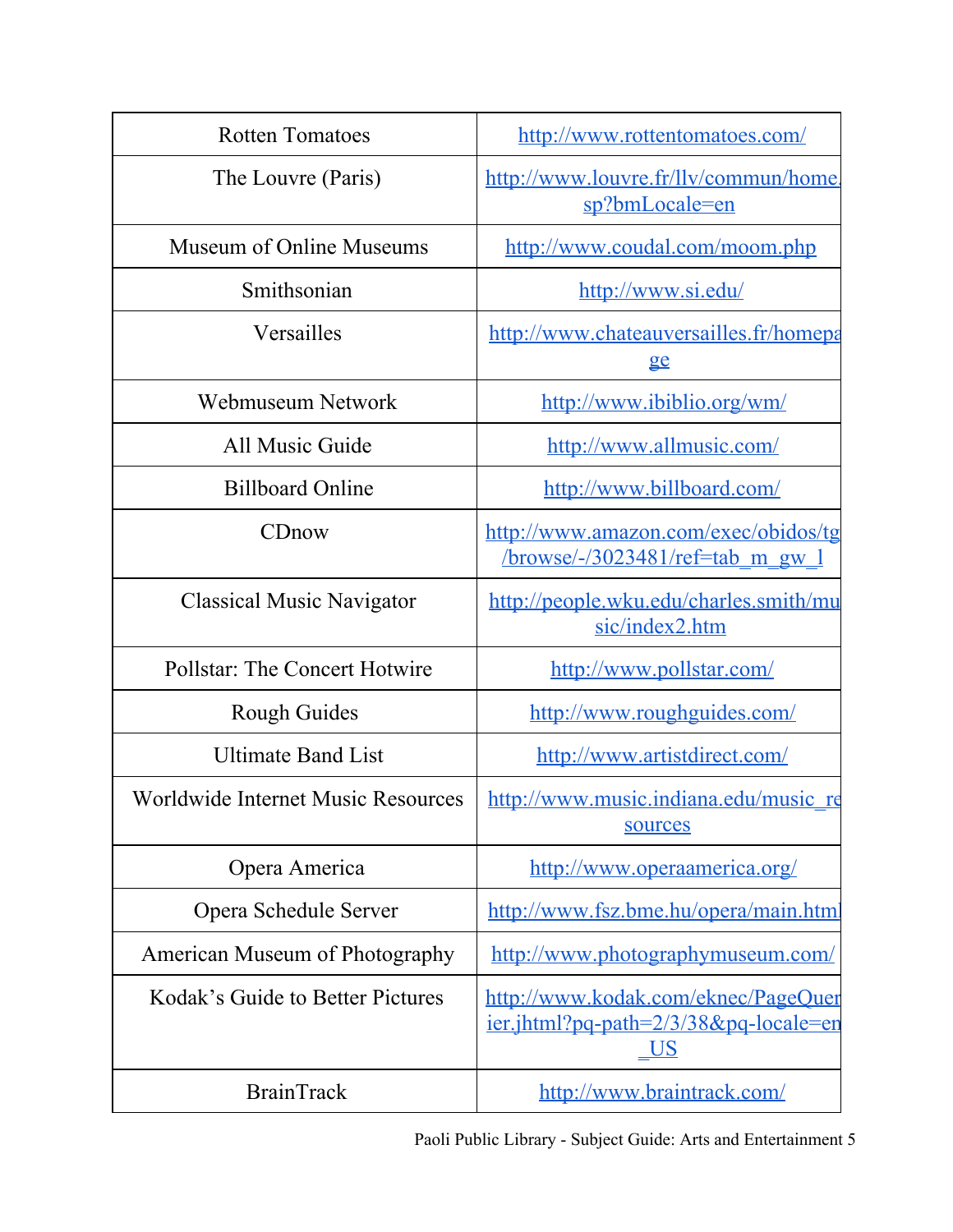| | |
|---|---|
| Rotten Tomatoes | http://www.rottentomatoes.com/ |
| The Louvre (Paris) | http://www.louvre.fr/llv/commun/home.jsp?bmLocale=en |
| Museum of Online Museums | http://www.coudal.com/moom.php |
| Smithsonian | http://www.si.edu/ |
| Versailles | http://www.chateauversailles.fr/homepage |
| Webmuseum Network | http://www.ibiblio.org/wm/ |
| All Music Guide | http://www.allmusic.com/ |
| Billboard Online | http://www.billboard.com/ |
| CDnow | http://www.amazon.com/exec/obidos/tg/browse/-/3023481/ref=tab_m_gw_1 |
| Classical Music Navigator | http://people.wku.edu/charles.smith/music/index2.htm |
| Pollstar: The Concert Hotwire | http://www.pollstar.com/ |
| Rough Guides | http://www.roughguides.com/ |
| Ultimate Band List | http://www.artistdirect.com/ |
| Worldwide Internet Music Resources | http://www.music.indiana.edu/music_resources |
| Opera America | http://www.operaamerica.org/ |
| Opera Schedule Server | http://www.fsz.bme.hu/opera/main.html |
| American Museum of Photography | http://www.photographymuseum.com/ |
| Kodak's Guide to Better Pictures | http://www.kodak.com/eknec/PageQuerier.jhtml?pq-path=2/3/38&pq-locale=en_US |
| BrainTrack | http://www.braintrack.com/ |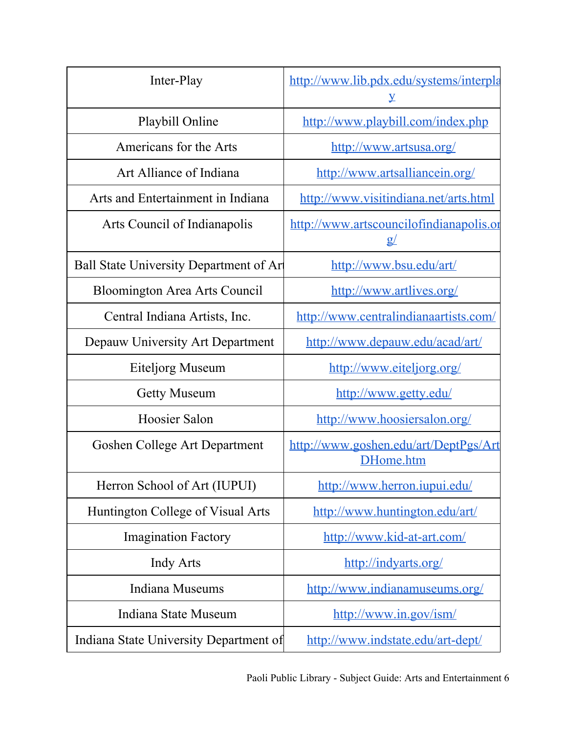| Inter-Play | http://www.lib.pdx.edu/systems/interplay |
|---|---|
| Playbill Online | http://www.playbill.com/index.php |
| Americans for the Arts | http://www.artsusa.org/ |
| Art Alliance of Indiana | http://www.artsalliancein.org/ |
| Arts and Entertainment in Indiana | http://www.visitindiana.net/arts.html |
| Arts Council of Indianapolis | http://www.artscouncilofindianapolis.org/ |
| Ball State University Department of Art | http://www.bsu.edu/art/ |
| Bloomington Area Arts Council | http://www.artlives.org/ |
| Central Indiana Artists, Inc. | http://www.centralindianaartists.com/ |
| Depauw University Art Department | http://www.depauw.edu/acad/art/ |
| Eiteljorg Museum | http://www.eiteljorg.org/ |
| Getty Museum | http://www.getty.edu/ |
| Hoosier Salon | http://www.hoosiersalon.org/ |
| Goshen College Art Department | http://www.goshen.edu/art/DeptPgs/ArtDHome.htm |
| Herron School of Art (IUPUI) | http://www.herron.iupui.edu/ |
| Huntington College of Visual Arts | http://www.huntington.edu/art/ |
| Imagination Factory | http://www.kid-at-art.com/ |
| Indy Arts | http://indyarts.org/ |
| Indiana Museums | http://www.indianamuseums.org/ |
| Indiana State Museum | http://www.in.gov/ism/ |
| Indiana State University Department of | http://www.indstate.edu/art-dept/ |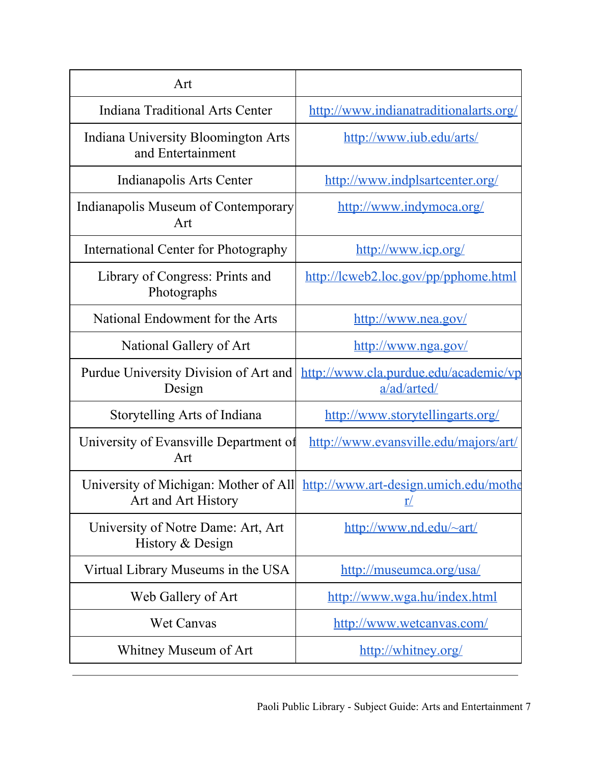| Art | |
|---|---|
| Indiana Traditional Arts Center | http://www.indianatraditionalarts.org/ |
| Indiana University Bloomington Arts and Entertainment | http://www.iub.edu/arts/ |
| Indianapolis Arts Center | http://www.indplsartcenter.org/ |
| Indianapolis Museum of Contemporary Art | http://www.indymoca.org/ |
| International Center for Photography | http://www.icp.org/ |
| Library of Congress: Prints and Photographs | http://lcweb2.loc.gov/pp/pphome.html |
| National Endowment for the Arts | http://www.nea.gov/ |
| National Gallery of Art | http://www.nga.gov/ |
| Purdue University Division of Art and Design | http://www.cla.purdue.edu/academic/vpa/ad/arted/ |
| Storytelling Arts of Indiana | http://www.storytellingarts.org/ |
| University of Evansville Department of Art | http://www.evansville.edu/majors/art/ |
| University of Michigan: Mother of All Art and Art History | http://www.art-design.umich.edu/mother/ |
| University of Notre Dame: Art, Art History & Design | http://www.nd.edu/~art/ |
| Virtual Library Museums in the USA | http://museumca.org/usa/ |
| Web Gallery of Art | http://www.wga.hu/index.html |
| Wet Canvas | http://www.wetcanvas.com/ |
| Whitney Museum of Art | http://whitney.org/ |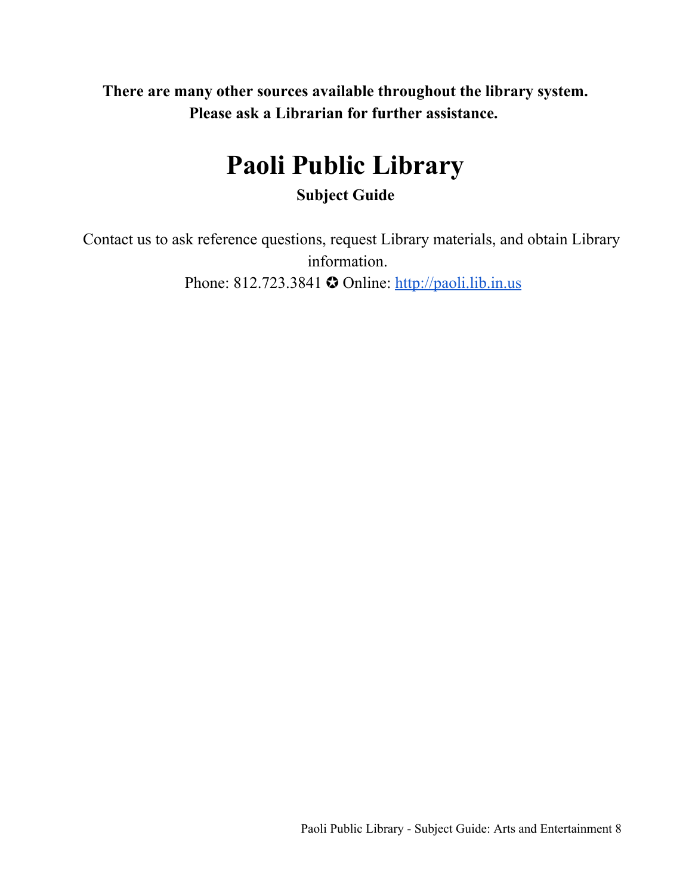**There are many other sources available throughout the library system. Please ask a Librarian for further assistance.**

# Paoli Public Library

**Subject Guide**

Contact us to ask reference questions, request Library materials, and obtain Library information.

Phone: 812.723.3841 ✪ Online: [http://paoli.lib.in.us](http://paoli.lib.in.us)